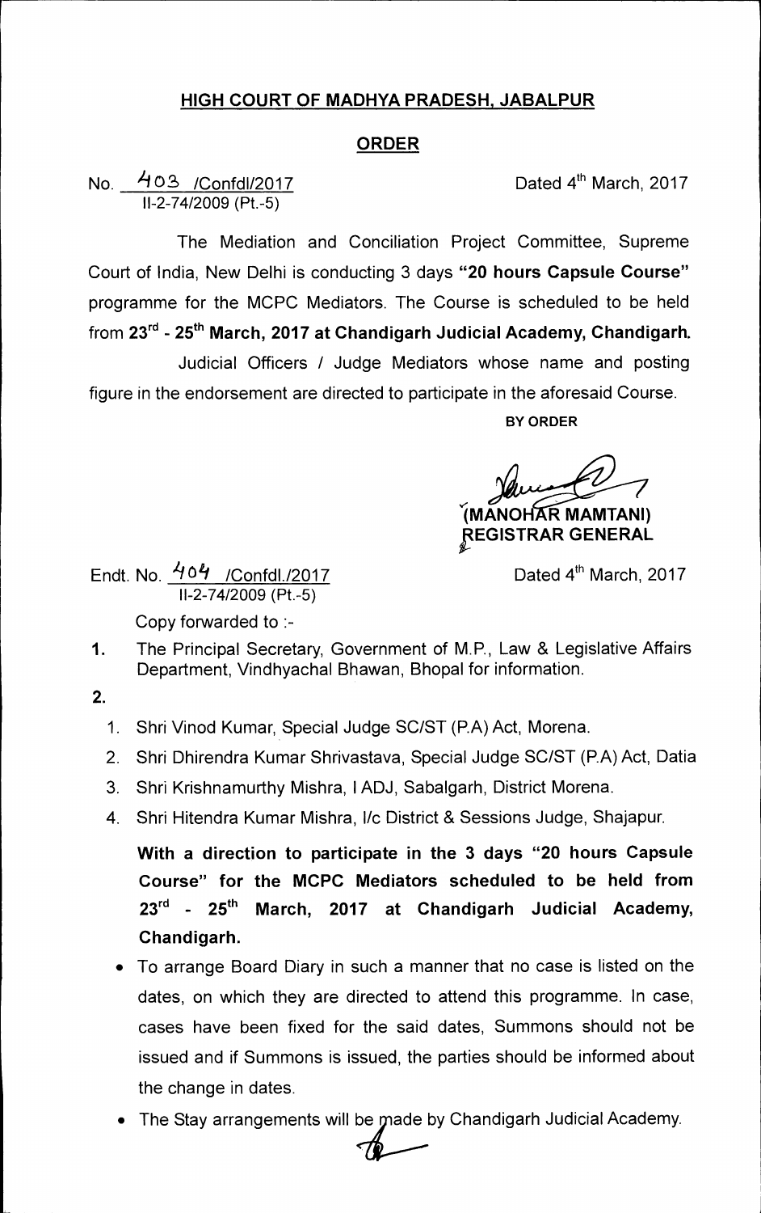# HIGH COURT OF MADHYA PRADESH, JABALPUR

## ORDER

No. 403 /Confdl/2017
II-2-74/2009 (Pt.-5)

Dated 4th March, 2017

The Mediation and Conciliation Project Committee, Supreme Court of India, New Delhi is conducting 3 days **"20 hours Capsule Course"** programme for the MCPC Mediators. The Course is scheduled to be held from **23rd - 25th March, 2017 at Chandigarh Judicial Academy, Chandigarh.**

Judicial Officers / Judge Mediators whose name and posting figure in the endorsement are directed to participate in the aforesaid Course.

**BY ORDER**

**(MANOHAR MAMTANI)**
**REGISTRAR GENERAL**

Endt. No. 404 /Confdl./2017
II-2-74/2009 (Pt.-5)

Dated 4th March, 2017

Copy forwarded to :-

1. The Principal Secretary, Government of M.P., Law & Legislative Affairs Department, Vindhyachal Bhawan, Bhopal for information.

2.
   1. Shri Vinod Kumar, Special Judge SC/ST (P.A) Act, Morena.
   2. Shri Dhirendra Kumar Shrivastava, Special Judge SC/ST (P.A) Act, Datia
   3. Shri Krishnamurthy Mishra, I ADJ, Sabalgarh, District Morena.
   4. Shri Hitendra Kumar Mishra, I/c District & Sessions Judge, Shajapur.

   **With a direction to participate in the 3 days "20 hours Capsule Course" for the MCPC Mediators scheduled to be held from 23rd - 25th March, 2017 at Chandigarh Judicial Academy, Chandigarh.**

   - To arrange Board Diary in such a manner that no case is listed on the dates, on which they are directed to attend this programme. In case, cases have been fixed for the said dates, Summons should not be issued and if Summons is issued, the parties should be informed about the change in dates.
   - The Stay arrangements will be made by Chandigarh Judicial Academy.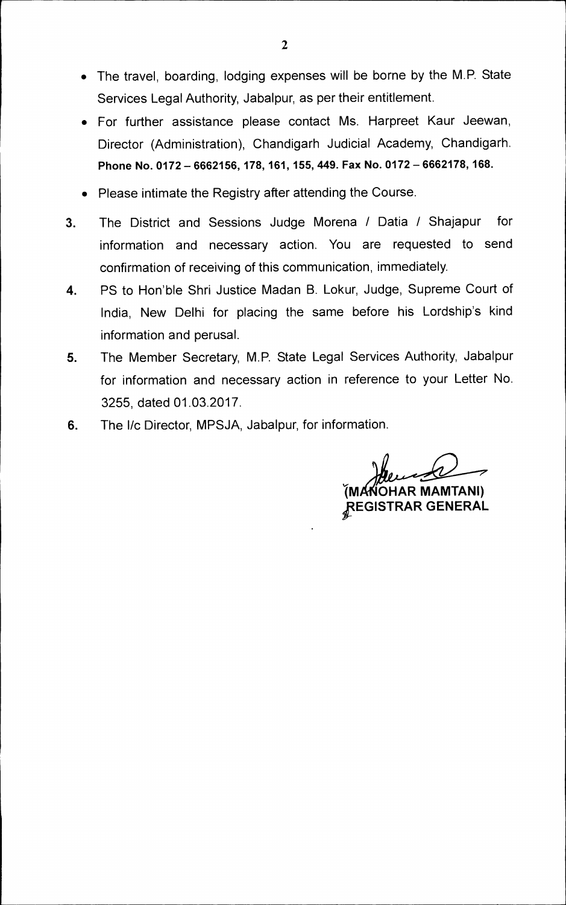- The travel, boarding, lodging expenses will be borne by the M.P. State Services Legal Authority, Jabalpur, as per their entitlement.
- For further assistance please contact Ms. Harpreet Kaur Jeewan, Director (Administration), Chandigarh Judicial Academy, Chandigarh. **Phone No. 0172 – 6662156, 178, 161, 155, 449. Fax No. 0172 – 6662178, 168.**
- Please intimate the Registry after attending the Course.

3. The District and Sessions Judge Morena / Datia / Shajapur for information and necessary action. You are requested to send confirmation of receiving of this communication, immediately.
4. PS to Hon'ble Shri Justice Madan B. Lokur, Judge, Supreme Court of India, New Delhi for placing the same before his Lordship's kind information and perusal.
5. The Member Secretary, M.P. State Legal Services Authority, Jabalpur for information and necessary action in reference to your Letter No. 3255, dated 01.03.2017.
6. The I/c Director, MPSJA, Jabalpur, for information.

**(MANOHAR MAMTANI)**
**REGISTRAR GENERAL**